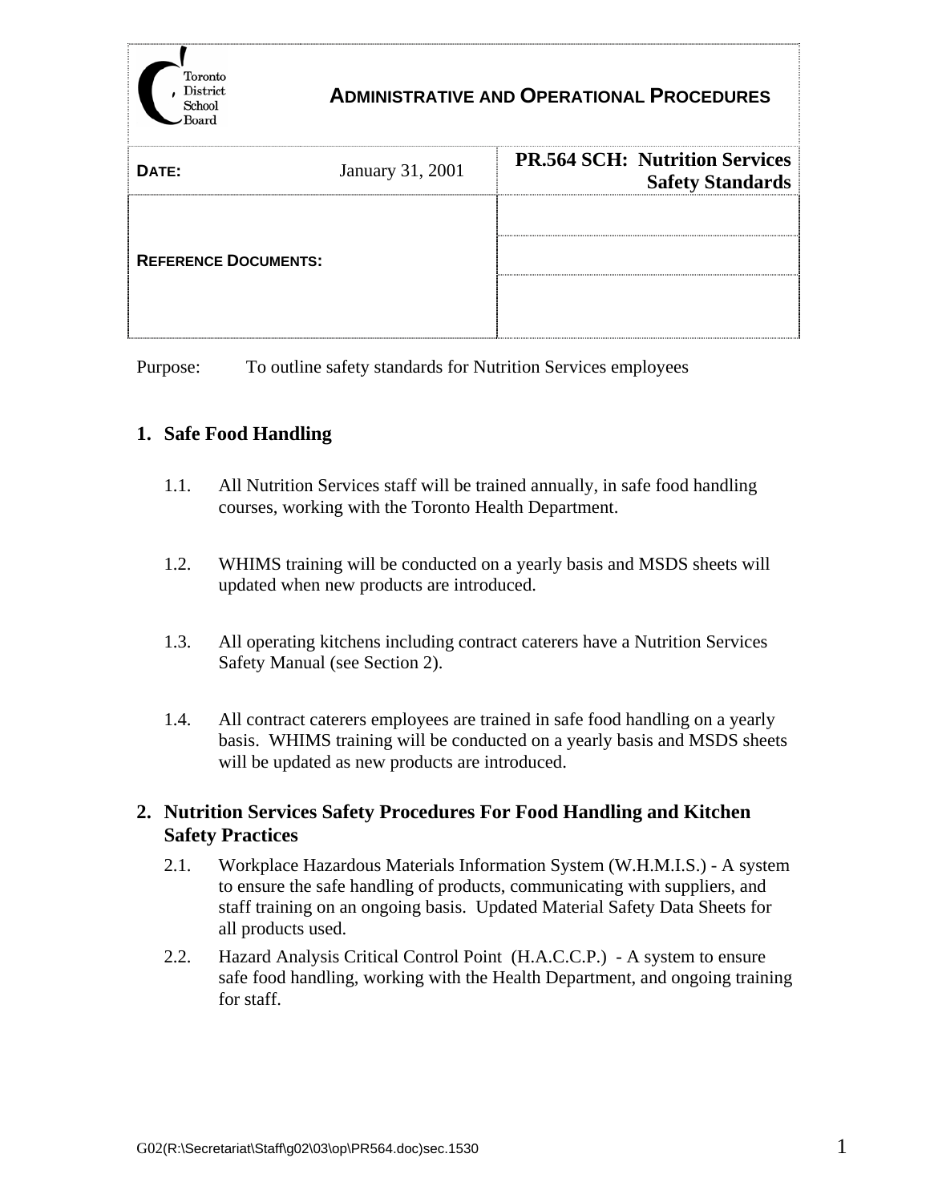Toronto District School Board

# ADMINISTRATIVE AND OPERATIONAL PROCEDURES

| DATE: | January 31, 2001 | PR.564 SCH: Nutrition Services Safety Standards |
|---|---|---|
| REFERENCE DOCUMENTS: | | |

Purpose: To outline safety standards for Nutrition Services employees

## 1. Safe Food Handling

1.1. All Nutrition Services staff will be trained annually, in safe food handling courses, working with the Toronto Health Department.

1.2. WHIMS training will be conducted on a yearly basis and MSDS sheets will updated when new products are introduced.

1.3. All operating kitchens including contract caterers have a Nutrition Services Safety Manual (see Section 2).

1.4. All contract caterers employees are trained in safe food handling on a yearly basis. WHIMS training will be conducted on a yearly basis and MSDS sheets will be updated as new products are introduced.

## 2. Nutrition Services Safety Procedures For Food Handling and Kitchen Safety Practices

2.1. Workplace Hazardous Materials Information System (W.H.M.I.S.) - A system to ensure the safe handling of products, communicating with suppliers, and staff training on an ongoing basis. Updated Material Safety Data Sheets for all products used.

2.2. Hazard Analysis Critical Control Point (H.A.C.C.P.) - A system to ensure safe food handling, working with the Health Department, and ongoing training for staff.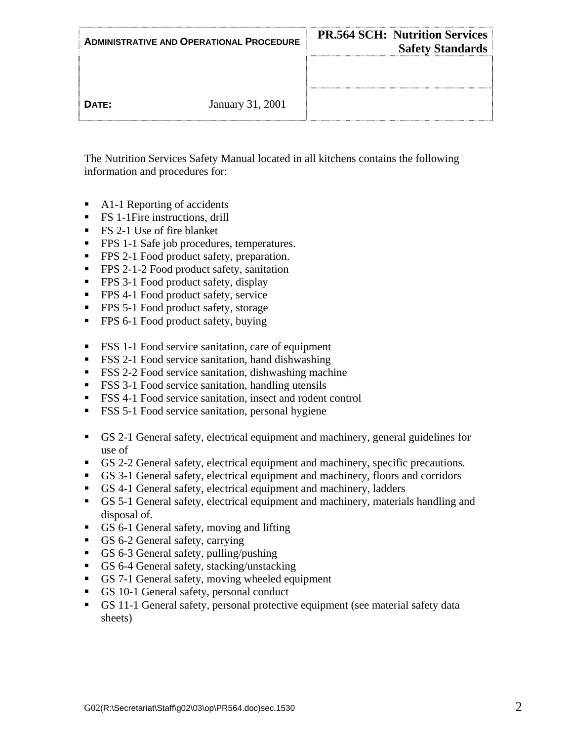| ADMINISTRATIVE AND OPERATIONAL PROCEDURE | | PR.564 SCH: Nutrition Services Safety Standards |
|---|---|---|
| | | |
| DATE: | January 31, 2001 | |

The Nutrition Services Safety Manual located in all kitchens contains the following information and procedures for:

- A1-1 Reporting of accidents
- FS 1-1Fire instructions, drill
- FS 2-1 Use of fire blanket
- FPS 1-1 Safe job procedures, temperatures.
- FPS 2-1 Food product safety, preparation.
- FPS 2-1-2 Food product safety, sanitation
- FPS 3-1 Food product safety, display
- FPS 4-1 Food product safety, service
- FPS 5-1 Food product safety, storage
- FPS 6-1 Food product safety, buying

- FSS 1-1 Food service sanitation, care of equipment
- FSS 2-1 Food service sanitation, hand dishwashing
- FSS 2-2 Food service sanitation, dishwashing machine
- FSS 3-1 Food service sanitation, handling utensils
- FSS 4-1 Food service sanitation, insect and rodent control
- FSS 5-1 Food service sanitation, personal hygiene

- GS 2-1 General safety, electrical equipment and machinery, general guidelines for use of
- GS 2-2 General safety, electrical equipment and machinery, specific precautions.
- GS 3-1 General safety, electrical equipment and machinery, floors and corridors
- GS 4-1 General safety, electrical equipment and machinery, ladders
- GS 5-1 General safety, electrical equipment and machinery, materials handling and disposal of.
- GS 6-1 General safety, moving and lifting
- GS 6-2 General safety, carrying
- GS 6-3 General safety, pulling/pushing
- GS 6-4 General safety, stacking/unstacking
- GS 7-1 General safety, moving wheeled equipment
- GS 10-1 General safety, personal conduct
- GS 11-1 General safety, personal protective equipment (see material safety data sheets)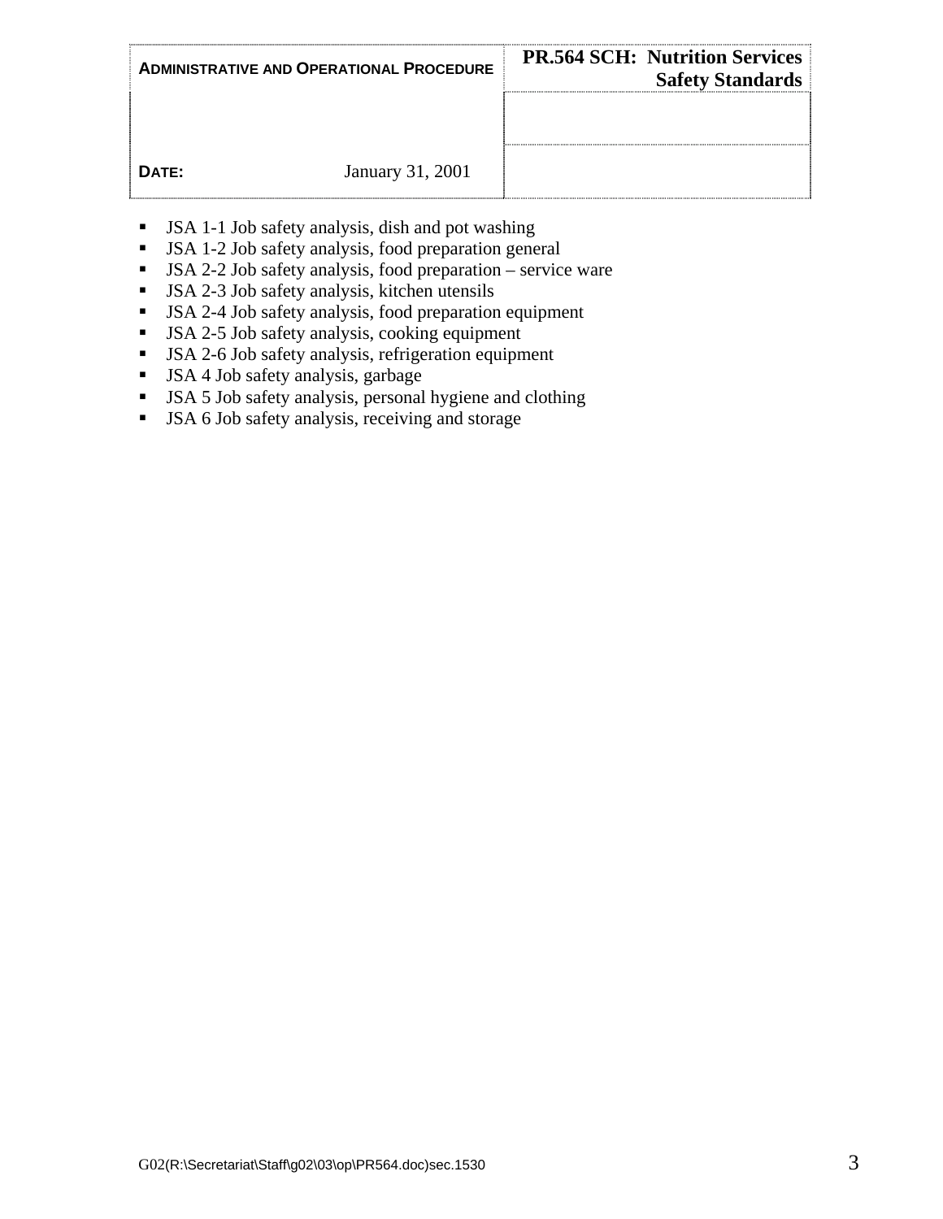| ADMINISTRATIVE AND OPERATIONAL PROCEDURE | | PR.564 SCH: Nutrition Services Safety Standards |
|---|---|---|
| | | |
| DATE: | January 31, 2001 | |

- JSA 1-1 Job safety analysis, dish and pot washing
- JSA 1-2 Job safety analysis, food preparation general
- JSA 2-2 Job safety analysis, food preparation – service ware
- JSA 2-3 Job safety analysis, kitchen utensils
- JSA 2-4 Job safety analysis, food preparation equipment
- JSA 2-5 Job safety analysis, cooking equipment
- JSA 2-6 Job safety analysis, refrigeration equipment
- JSA 4 Job safety analysis, garbage
- JSA 5 Job safety analysis, personal hygiene and clothing
- JSA 6 Job safety analysis, receiving and storage